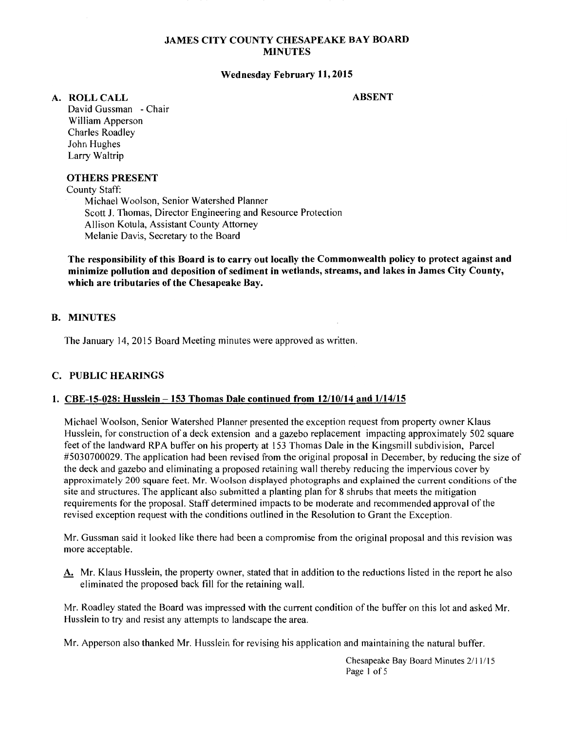# JAMES CITY COUNTY CHESAPEAKE BAY BOARD MINUTES

**Wednesday February 11, 2015**

## A. ROLL CALL

**ABSENT**

David Gussman - Chair
William Apperson
Charles Roadley
John Hughes
Larry Waltrip

### OTHERS PRESENT

County Staff:

Michael Woolson, Senior Watershed Planner
Scott J. Thomas, Director Engineering and Resource Protection
Allison Kotula, Assistant County Attorney
Melanie Davis, Secretary to the Board

**The responsibility of this Board is to carry out locally the Commonwealth policy to protect against and minimize pollution and deposition of sediment in wetlands, streams, and lakes in James City County, which are tributaries of the Chesapeake Bay.**

## B. MINUTES

The January 14, 2015 Board Meeting minutes were approved as written.

## C. PUBLIC HEARINGS

### 1. CBE-15-028: Husslein – 153 Thomas Dale continued from 12/10/14 and 1/14/15

Michael Woolson, Senior Watershed Planner presented the exception request from property owner Klaus Husslein, for construction of a deck extension and a gazebo replacement impacting approximately 502 square feet of the landward RPA buffer on his property at 153 Thomas Dale in the Kingsmill subdivision, Parcel #5030700029. The application had been revised from the original proposal in December, by reducing the size of the deck and gazebo and eliminating a proposed retaining wall thereby reducing the impervious cover by approximately 200 square feet. Mr. Woolson displayed photographs and explained the current conditions of the site and structures. The applicant also submitted a planting plan for 8 shrubs that meets the mitigation requirements for the proposal. Staff determined impacts to be moderate and recommended approval of the revised exception request with the conditions outlined in the Resolution to Grant the Exception.

Mr. Gussman said it looked like there had been a compromise from the original proposal and this revision was more acceptable.

A. Mr. Klaus Husslein, the property owner, stated that in addition to the reductions listed in the report he also eliminated the proposed back fill for the retaining wall.

Mr. Roadley stated the Board was impressed with the current condition of the buffer on this lot and asked Mr. Husslein to try and resist any attempts to landscape the area.

Mr. Apperson also thanked Mr. Husslein for revising his application and maintaining the natural buffer.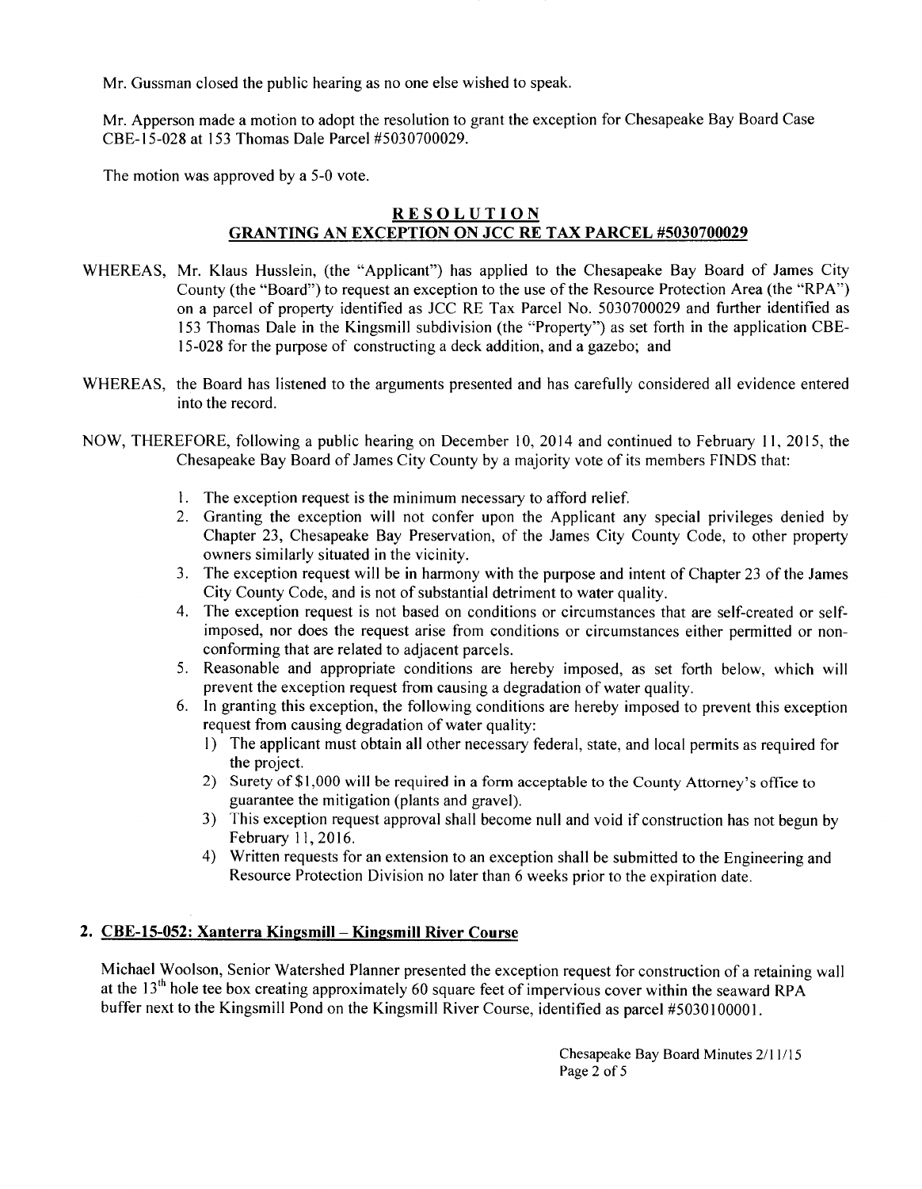Mr. Gussman closed the public hearing as no one else wished to speak.

Mr. Apperson made a motion to adopt the resolution to grant the exception for Chesapeake Bay Board Case CBE-15-028 at 153 Thomas Dale Parcel #5030700029.

The motion was approved by a 5-0 vote.

## RESOLUTION

## GRANTING AN EXCEPTION ON JCC RE TAX PARCEL #5030700029

WHEREAS, Mr. Klaus Husslein, (the "Applicant") has applied to the Chesapeake Bay Board of James City County (the "Board") to request an exception to the use of the Resource Protection Area (the "RPA") on a parcel of property identified as JCC RE Tax Parcel No. 5030700029 and further identified as 153 Thomas Dale in the Kingsmill subdivision (the "Property") as set forth in the application CBE-15-028 for the purpose of constructing a deck addition, and a gazebo; and

WHEREAS, the Board has listened to the arguments presented and has carefully considered all evidence entered into the record.

NOW, THEREFORE, following a public hearing on December 10, 2014 and continued to February 11, 2015, the Chesapeake Bay Board of James City County by a majority vote of its members FINDS that:

1. The exception request is the minimum necessary to afford relief.
2. Granting the exception will not confer upon the Applicant any special privileges denied by Chapter 23, Chesapeake Bay Preservation, of the James City County Code, to other property owners similarly situated in the vicinity.
3. The exception request will be in harmony with the purpose and intent of Chapter 23 of the James City County Code, and is not of substantial detriment to water quality.
4. The exception request is not based on conditions or circumstances that are self-created or self-imposed, nor does the request arise from conditions or circumstances either permitted or non-conforming that are related to adjacent parcels.
5. Reasonable and appropriate conditions are hereby imposed, as set forth below, which will prevent the exception request from causing a degradation of water quality.
6. In granting this exception, the following conditions are hereby imposed to prevent this exception request from causing degradation of water quality:
   1) The applicant must obtain all other necessary federal, state, and local permits as required for the project.
   2) Surety of $1,000 will be required in a form acceptable to the County Attorney's office to guarantee the mitigation (plants and gravel).
   3) This exception request approval shall become null and void if construction has not begun by February 11, 2016.
   4) Written requests for an extension to an exception shall be submitted to the Engineering and Resource Protection Division no later than 6 weeks prior to the expiration date.

## 2. CBE-15-052: Xanterra Kingsmill – Kingsmill River Course

Michael Woolson, Senior Watershed Planner presented the exception request for construction of a retaining wall at the 13th hole tee box creating approximately 60 square feet of impervious cover within the seaward RPA buffer next to the Kingsmill Pond on the Kingsmill River Course, identified as parcel #5030100001.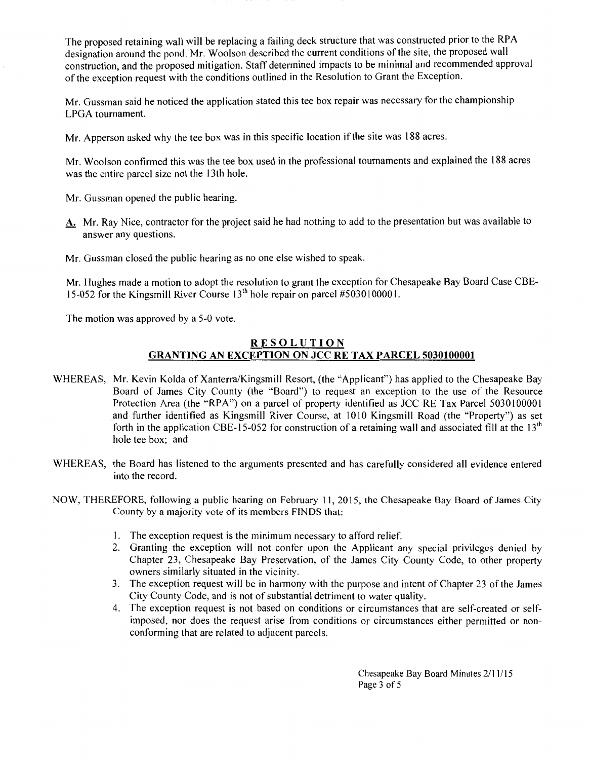The proposed retaining wall will be replacing a failing deck structure that was constructed prior to the RPA designation around the pond. Mr. Woolson described the current conditions of the site, the proposed wall construction, and the proposed mitigation. Staff determined impacts to be minimal and recommended approval of the exception request with the conditions outlined in the Resolution to Grant the Exception.

Mr. Gussman said he noticed the application stated this tee box repair was necessary for the championship LPGA tournament.

Mr. Apperson asked why the tee box was in this specific location if the site was 188 acres.

Mr. Woolson confirmed this was the tee box used in the professional tournaments and explained the 188 acres was the entire parcel size not the 13th hole.

Mr. Gussman opened the public hearing.

**A.** Mr. Ray Nice, contractor for the project said he had nothing to add to the presentation but was available to answer any questions.

Mr. Gussman closed the public hearing as no one else wished to speak.

Mr. Hughes made a motion to adopt the resolution to grant the exception for Chesapeake Bay Board Case CBE-15-052 for the Kingsmill River Course 13th hole repair on parcel #5030100001.

The motion was approved by a 5-0 vote.

## RESOLUTION

## GRANTING AN EXCEPTION ON JCC RE TAX PARCEL 5030100001

WHEREAS, Mr. Kevin Kolda of Xanterra/Kingsmill Resort, (the "Applicant") has applied to the Chesapeake Bay Board of James City County (the "Board") to request an exception to the use of the Resource Protection Area (the "RPA") on a parcel of property identified as JCC RE Tax Parcel 5030100001 and further identified as Kingsmill River Course, at 1010 Kingsmill Road (the "Property") as set forth in the application CBE-15-052 for construction of a retaining wall and associated fill at the 13th hole tee box; and

WHEREAS, the Board has listened to the arguments presented and has carefully considered all evidence entered into the record.

NOW, THEREFORE, following a public hearing on February 11, 2015, the Chesapeake Bay Board of James City County by a majority vote of its members FINDS that:

1. The exception request is the minimum necessary to afford relief.
2. Granting the exception will not confer upon the Applicant any special privileges denied by Chapter 23, Chesapeake Bay Preservation, of the James City County Code, to other property owners similarly situated in the vicinity.
3. The exception request will be in harmony with the purpose and intent of Chapter 23 of the James City County Code, and is not of substantial detriment to water quality.
4. The exception request is not based on conditions or circumstances that are self-created or self-imposed, nor does the request arise from conditions or circumstances either permitted or non-conforming that are related to adjacent parcels.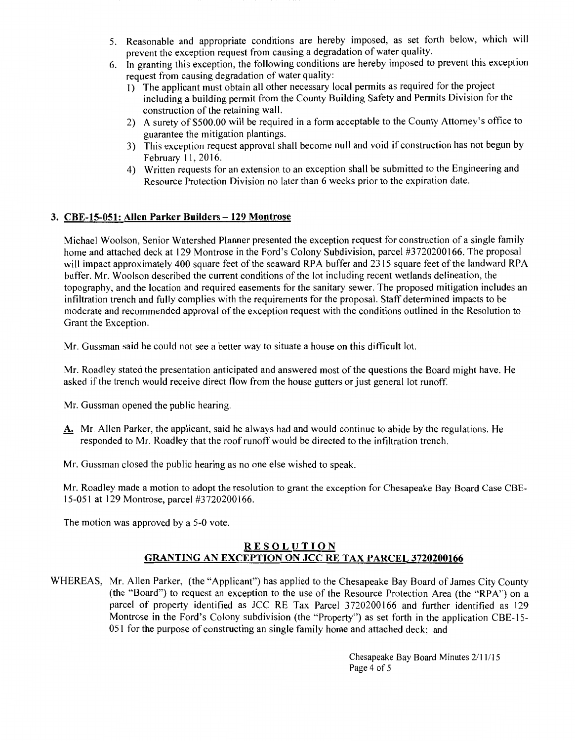5. Reasonable and appropriate conditions are hereby imposed, as set forth below, which will prevent the exception request from causing a degradation of water quality.
6. In granting this exception, the following conditions are hereby imposed to prevent this exception request from causing degradation of water quality:
   1) The applicant must obtain all other necessary local permits as required for the project including a building permit from the County Building Safety and Permits Division for the construction of the retaining wall.
   2) A surety of $500.00 will be required in a form acceptable to the County Attorney's office to guarantee the mitigation plantings.
   3) This exception request approval shall become null and void if construction has not begun by February 11, 2016.
   4) Written requests for an extension to an exception shall be submitted to the Engineering and Resource Protection Division no later than 6 weeks prior to the expiration date.

### 3. CBE-15-051: Allen Parker Builders – 129 Montrose

Michael Woolson, Senior Watershed Planner presented the exception request for construction of a single family home and attached deck at 129 Montrose in the Ford's Colony Subdivision, parcel #3720200166. The proposal will impact approximately 400 square feet of the seaward RPA buffer and 2315 square feet of the landward RPA buffer. Mr. Woolson described the current conditions of the lot including recent wetlands delineation, the topography, and the location and required easements for the sanitary sewer. The proposed mitigation includes an infiltration trench and fully complies with the requirements for the proposal. Staff determined impacts to be moderate and recommended approval of the exception request with the conditions outlined in the Resolution to Grant the Exception.

Mr. Gussman said he could not see a better way to situate a house on this difficult lot.

Mr. Roadley stated the presentation anticipated and answered most of the questions the Board might have. He asked if the trench would receive direct flow from the house gutters or just general lot runoff.

Mr. Gussman opened the public hearing.

**A.** Mr. Allen Parker, the applicant, said he always had and would continue to abide by the regulations. He responded to Mr. Roadley that the roof runoff would be directed to the infiltration trench.

Mr. Gussman closed the public hearing as no one else wished to speak.

Mr. Roadley made a motion to adopt the resolution to grant the exception for Chesapeake Bay Board Case CBE-15-051 at 129 Montrose, parcel #3720200166.

The motion was approved by a 5-0 vote.

## RESOLUTION
## GRANTING AN EXCEPTION ON JCC RE TAX PARCEL 3720200166

WHEREAS, Mr. Allen Parker, (the "Applicant") has applied to the Chesapeake Bay Board of James City County (the "Board") to request an exception to the use of the Resource Protection Area (the "RPA") on a parcel of property identified as JCC RE Tax Parcel 3720200166 and further identified as 129 Montrose in the Ford's Colony subdivision (the "Property") as set forth in the application CBE-15-051 for the purpose of constructing an single family home and attached deck; and

Chesapeake Bay Board Minutes 2/11/15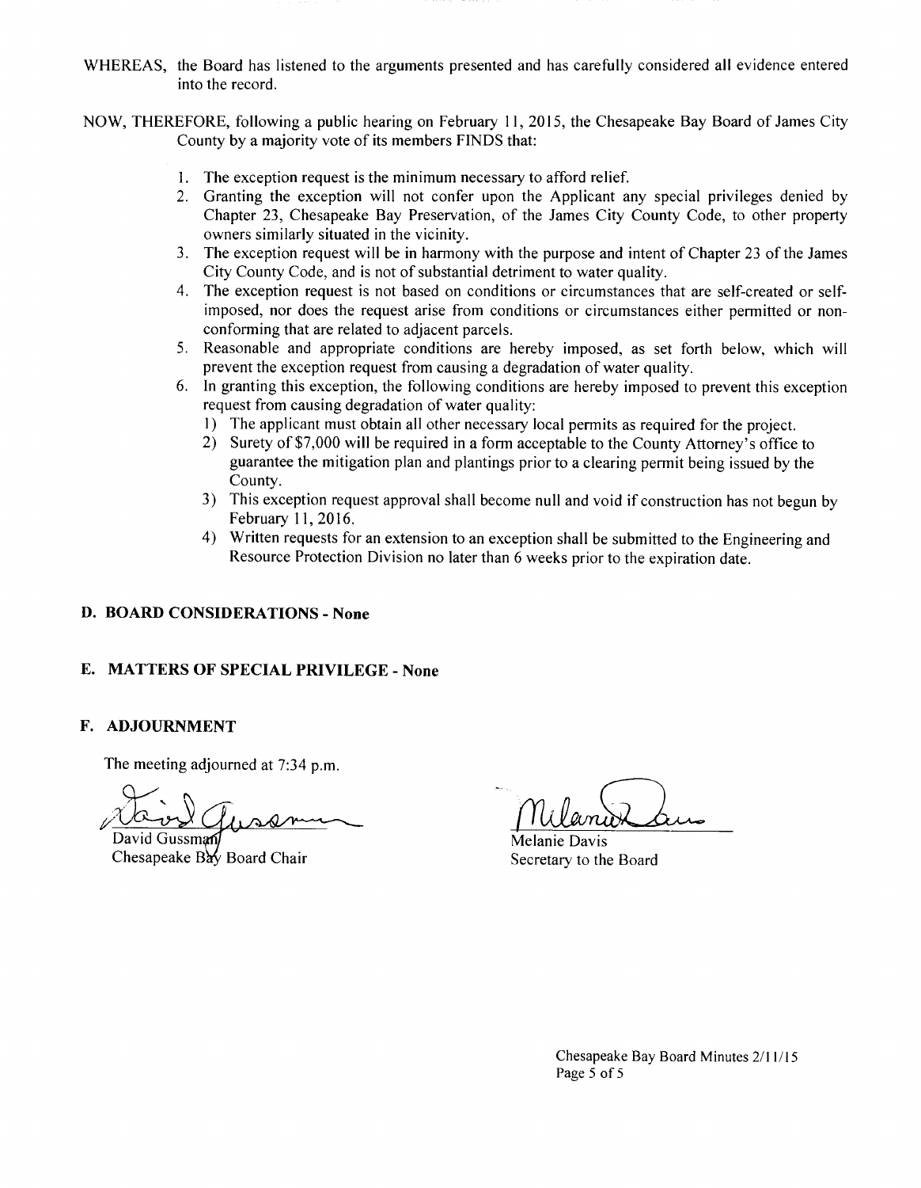WHEREAS, the Board has listened to the arguments presented and has carefully considered all evidence entered into the record.

NOW, THEREFORE, following a public hearing on February 11, 2015, the Chesapeake Bay Board of James City County by a majority vote of its members FINDS that:

1. The exception request is the minimum necessary to afford relief.
2. Granting the exception will not confer upon the Applicant any special privileges denied by Chapter 23, Chesapeake Bay Preservation, of the James City County Code, to other property owners similarly situated in the vicinity.
3. The exception request will be in harmony with the purpose and intent of Chapter 23 of the James City County Code, and is not of substantial detriment to water quality.
4. The exception request is not based on conditions or circumstances that are self-created or self-imposed, nor does the request arise from conditions or circumstances either permitted or non-conforming that are related to adjacent parcels.
5. Reasonable and appropriate conditions are hereby imposed, as set forth below, which will prevent the exception request from causing a degradation of water quality.
6. In granting this exception, the following conditions are hereby imposed to prevent this exception request from causing degradation of water quality:
   1) The applicant must obtain all other necessary local permits as required for the project.
   2) Surety of $7,000 will be required in a form acceptable to the County Attorney's office to guarantee the mitigation plan and plantings prior to a clearing permit being issued by the County.
   3) This exception request approval shall become null and void if construction has not begun by February 11, 2016.
   4) Written requests for an extension to an exception shall be submitted to the Engineering and Resource Protection Division no later than 6 weeks prior to the expiration date.

## D. BOARD CONSIDERATIONS - None

## E. MATTERS OF SPECIAL PRIVILEGE - None

## F. ADJOURNMENT

The meeting adjourned at 7:34 p.m.

David Gussman
Chesapeake Bay Board Chair

Melanie Davis
Secretary to the Board